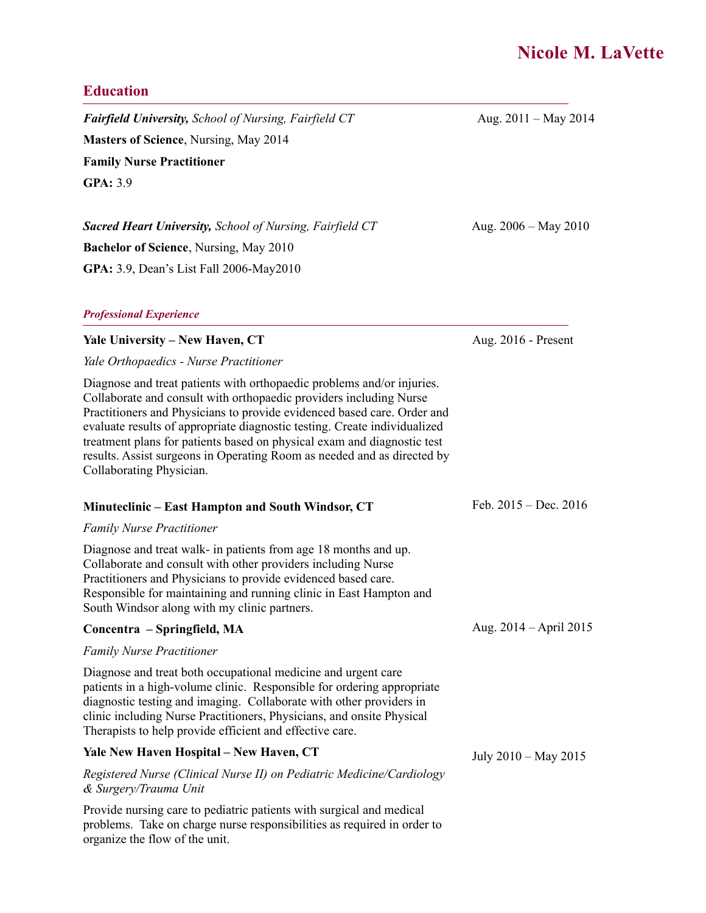# Nicole M. LaVette

## Education

***Fairfield University,*** *School of Nursing, Fairfield CT* — Aug. 2011 – May 2014

**Masters of Science**, Nursing, May 2014

**Family Nurse Practitioner**

**GPA:** 3.9

***Sacred Heart University,*** *School of Nursing, Fairfield CT* — Aug. 2006 – May 2010

**Bachelor of Science**, Nursing, May 2010

**GPA:** 3.9, Dean's List Fall 2006-May2010

## *Professional Experience*

**Yale University – New Haven, CT** — Aug. 2016 - Present

*Yale Orthopaedics - Nurse Practitioner*

Diagnose and treat patients with orthopaedic problems and/or injuries. Collaborate and consult with orthopaedic providers including Nurse Practitioners and Physicians to provide evidenced based care. Order and evaluate results of appropriate diagnostic testing. Create individualized treatment plans for patients based on physical exam and diagnostic test results. Assist surgeons in Operating Room as needed and as directed by Collaborating Physician.

**Minuteclinic – East Hampton and South Windsor, CT** — Feb. 2015 – Dec. 2016

*Family Nurse Practitioner*

Diagnose and treat walk- in patients from age 18 months and up. Collaborate and consult with other providers including Nurse Practitioners and Physicians to provide evidenced based care. Responsible for maintaining and running clinic in East Hampton and South Windsor along with my clinic partners.

**Concentra – Springfield, MA** — Aug. 2014 – April 2015

*Family Nurse Practitioner*

Diagnose and treat both occupational medicine and urgent care patients in a high-volume clinic. Responsible for ordering appropriate diagnostic testing and imaging. Collaborate with other providers in clinic including Nurse Practitioners, Physicians, and onsite Physical Therapists to help provide efficient and effective care.

**Yale New Haven Hospital – New Haven, CT** — July 2010 – May 2015

*Registered Nurse (Clinical Nurse II) on Pediatric Medicine/Cardiology & Surgery/Trauma Unit*

Provide nursing care to pediatric patients with surgical and medical problems. Take on charge nurse responsibilities as required in order to organize the flow of the unit.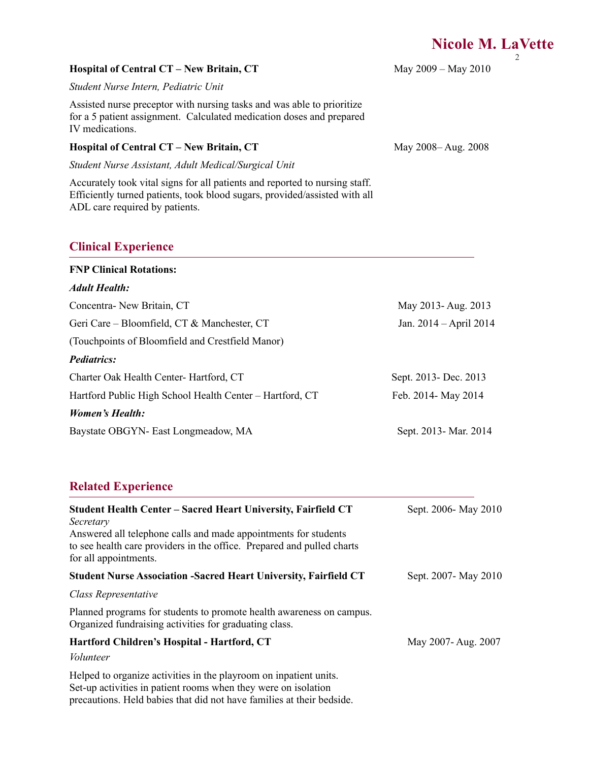**Hospital of Central CT – New Britain, CT** May 2009 – May 2010

*Student Nurse Intern, Pediatric Unit*

Assisted nurse preceptor with nursing tasks and was able to prioritize for a 5 patient assignment. Calculated medication doses and prepared IV medications.

**Hospital of Central CT – New Britain, CT** May 2008– Aug. 2008

*Student Nurse Assistant, Adult Medical/Surgical Unit*

Accurately took vital signs for all patients and reported to nursing staff. Efficiently turned patients, took blood sugars, provided/assisted with all ADL care required by patients.

## Clinical Experience

**FNP Clinical Rotations:**

***Adult Health:***

Concentra- New Britain, CT May 2013- Aug. 2013

Geri Care – Bloomfield, CT & Manchester, CT Jan. 2014 – April 2014

(Touchpoints of Bloomfield and Crestfield Manor)

***Pediatrics:***

Charter Oak Health Center- Hartford, CT Sept. 2013- Dec. 2013

Hartford Public High School Health Center – Hartford, CT Feb. 2014- May 2014

***Women's Health:***

Baystate OBGYN- East Longmeadow, MA Sept. 2013- Mar. 2014

## Related Experience

**Student Health Center – Sacred Heart University, Fairfield CT** Sept. 2006- May 2010

*Secretary*

Answered all telephone calls and made appointments for students to see health care providers in the office. Prepared and pulled charts for all appointments.

**Student Nurse Association -Sacred Heart University, Fairfield CT** Sept. 2007- May 2010

*Class Representative*

Planned programs for students to promote health awareness on campus. Organized fundraising activities for graduating class.

**Hartford Children's Hospital - Hartford, CT** May 2007- Aug. 2007

*Volunteer*

Helped to organize activities in the playroom on inpatient units. Set-up activities in patient rooms when they were on isolation precautions. Held babies that did not have families at their bedside.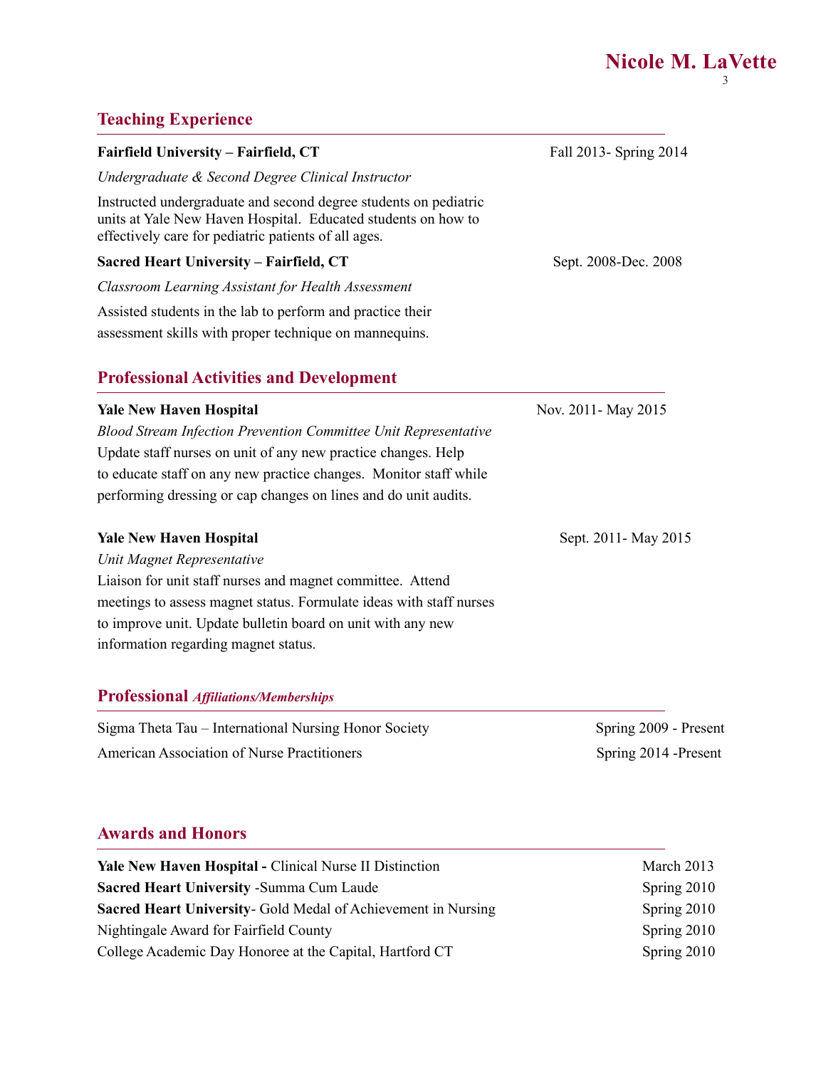## Teaching Experience

**Fairfield University – Fairfield, CT** Fall 2013- Spring 2014

*Undergraduate & Second Degree Clinical Instructor*

Instructed undergraduate and second degree students on pediatric units at Yale New Haven Hospital. Educated students on how to effectively care for pediatric patients of all ages.

**Sacred Heart University – Fairfield, CT** Sept. 2008-Dec. 2008

*Classroom Learning Assistant for Health Assessment*

Assisted students in the lab to perform and practice their assessment skills with proper technique on mannequins.

## Professional Activities and Development

**Yale New Haven Hospital** Nov. 2011- May 2015

*Blood Stream Infection Prevention Committee Unit Representative*

Update staff nurses on unit of any new practice changes. Help to educate staff on any new practice changes. Monitor staff while performing dressing or cap changes on lines and do unit audits.

**Yale New Haven Hospital** Sept. 2011- May 2015

*Unit Magnet Representative*

Liaison for unit staff nurses and magnet committee. Attend meetings to assess magnet status. Formulate ideas with staff nurses to improve unit. Update bulletin board on unit with any new information regarding magnet status.

## Professional *Affiliations/Memberships*

Sigma Theta Tau – International Nursing Honor Society Spring 2009 - Present

American Association of Nurse Practitioners Spring 2014 -Present

## Awards and Honors

**Yale New Haven Hospital -** Clinical Nurse II Distinction March 2013

**Sacred Heart University** -Summa Cum Laude Spring 2010

**Sacred Heart University**- Gold Medal of Achievement in Nursing Spring 2010

Nightingale Award for Fairfield County Spring 2010

College Academic Day Honoree at the Capital, Hartford CT Spring 2010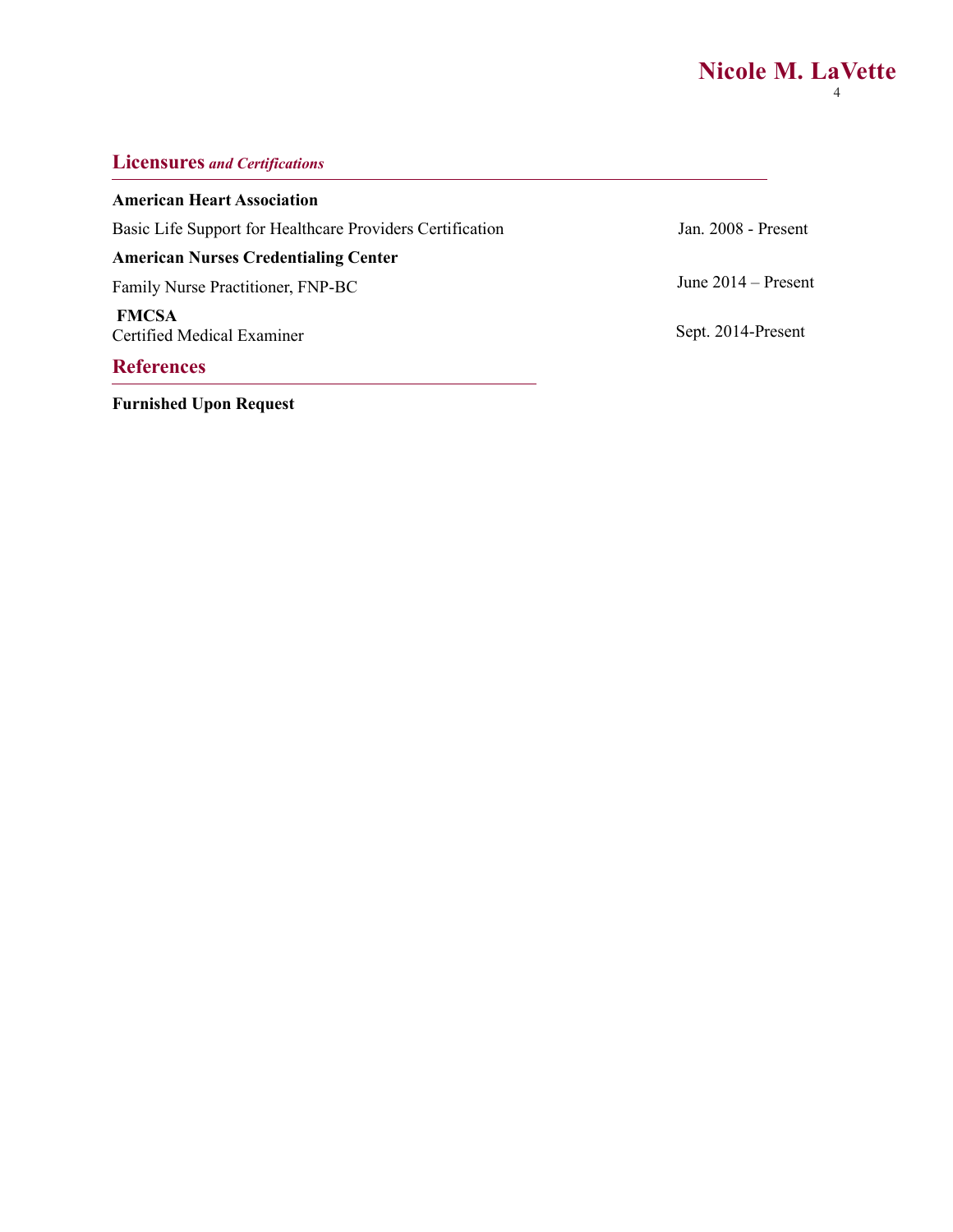## Licensures *and Certifications*

**American Heart Association**

Basic Life Support for Healthcare Providers Certification — Jan. 2008 - Present

**American Nurses Credentialing Center**

Family Nurse Practitioner, FNP-BC — June 2014 – Present

**FMCSA**

Certified Medical Examiner — Sept. 2014-Present

## References

**Furnished Upon Request**